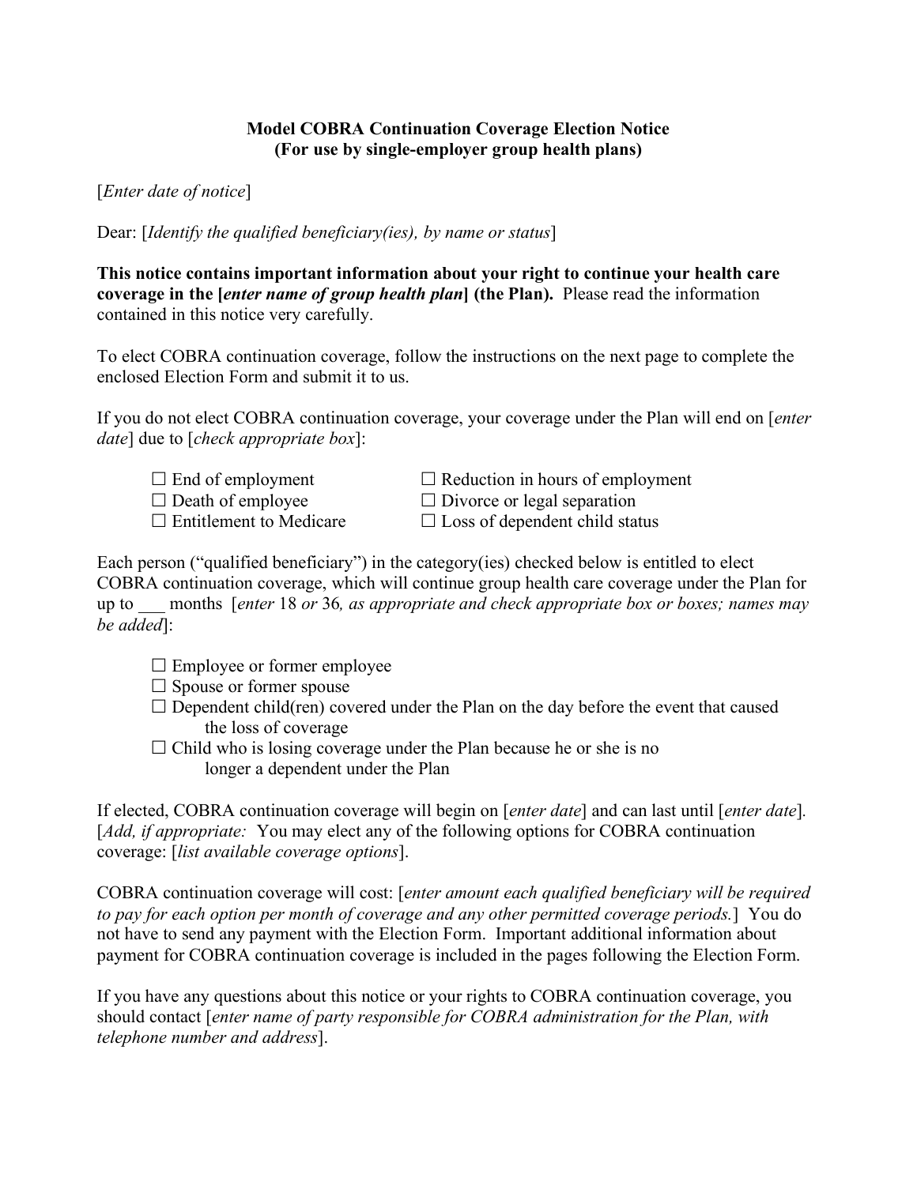**Model COBRA Continuation Coverage Election Notice**
**(For use by single-employer group health plans)**

[*Enter date of notice*]

Dear: [*Identify the qualified beneficiary(ies), by name or status*]

**This notice contains important information about your right to continue your health care coverage in the [*enter name of group health plan*] (the Plan).** Please read the information contained in this notice very carefully.

To elect COBRA continuation coverage, follow the instructions on the next page to complete the enclosed Election Form and submit it to us.

If you do not elect COBRA continuation coverage, your coverage under the Plan will end on [*enter date*] due to [*check appropriate box*]:

- ☐ End of employment
- ☐ Reduction in hours of employment
- ☐ Death of employee
- ☐ Divorce or legal separation
- ☐ Entitlement to Medicare
- ☐ Loss of dependent child status

Each person ("qualified beneficiary") in the category(ies) checked below is entitled to elect COBRA continuation coverage, which will continue group health care coverage under the Plan for up to ___ months [*enter* 18 *or* 36*, as appropriate and check appropriate box or boxes; names may be added*]:

- ☐ Employee or former employee
- ☐ Spouse or former spouse
- ☐ Dependent child(ren) covered under the Plan on the day before the event that caused the loss of coverage
- ☐ Child who is losing coverage under the Plan because he or she is no longer a dependent under the Plan

If elected, COBRA continuation coverage will begin on [*enter date*] and can last until [*enter date*]. [*Add, if appropriate:* You may elect any of the following options for COBRA continuation coverage: [*list available coverage options*].

COBRA continuation coverage will cost: [*enter amount each qualified beneficiary will be required to pay for each option per month of coverage and any other permitted coverage periods.*] You do not have to send any payment with the Election Form. Important additional information about payment for COBRA continuation coverage is included in the pages following the Election Form.

If you have any questions about this notice or your rights to COBRA continuation coverage, you should contact [*enter name of party responsible for COBRA administration for the Plan, with telephone number and address*].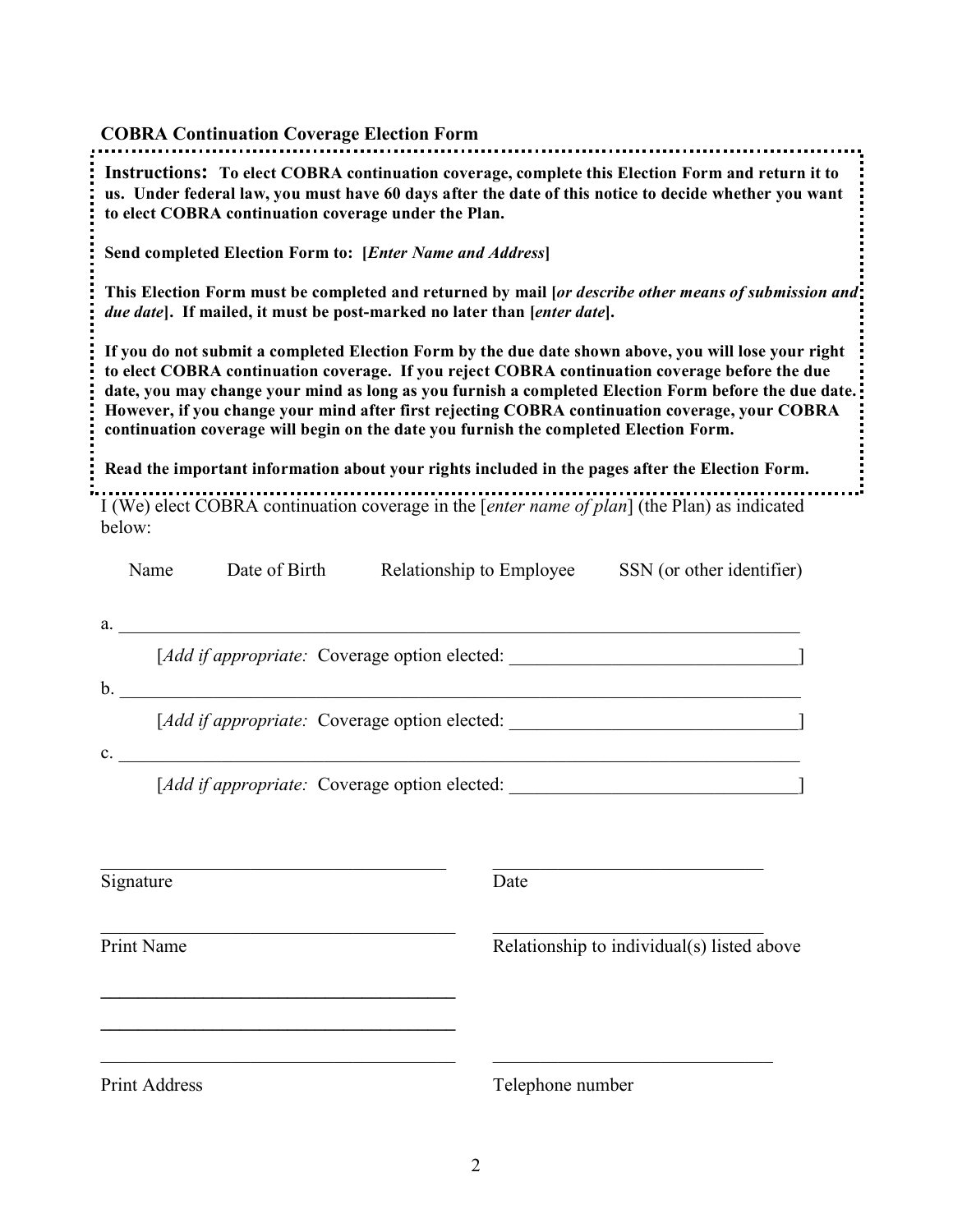## COBRA Continuation Coverage Election Form

**Instructions: To elect COBRA continuation coverage, complete this Election Form and return it to us. Under federal law, you must have 60 days after the date of this notice to decide whether you want to elect COBRA continuation coverage under the Plan.**

**Send completed Election Form to: [*Enter Name and Address*]**

**This Election Form must be completed and returned by mail [*or describe other means of submission and due date*]. If mailed, it must be post-marked no later than [*enter date*].**

**If you do not submit a completed Election Form by the due date shown above, you will lose your right to elect COBRA continuation coverage. If you reject COBRA continuation coverage before the due date, you may change your mind as long as you furnish a completed Election Form before the due date. However, if you change your mind after first rejecting COBRA continuation coverage, your COBRA continuation coverage will begin on the date you furnish the completed Election Form.**

**Read the important information about your rights included in the pages after the Election Form.**

I (We) elect COBRA continuation coverage in the [*enter name of plan*] (the Plan) as indicated below:

Name    Date of Birth    Relationship to Employee    SSN (or other identifier)

a. ______________________________________________________________________________

[*Add if appropriate:* Coverage option elected: _______________________________]

b. ______________________________________________________________________________

[*Add if appropriate:* Coverage option elected: _______________________________]

c. ______________________________________________________________________________

[*Add if appropriate:* Coverage option elected: _______________________________]

_____________________________________    _______________________________

Signature    Date

_____________________________________    _______________________________

Print Name    Relationship to individual(s) listed above

_____________________________________

_____________________________________

_____________________________________    _______________________________

Print Address    Telephone number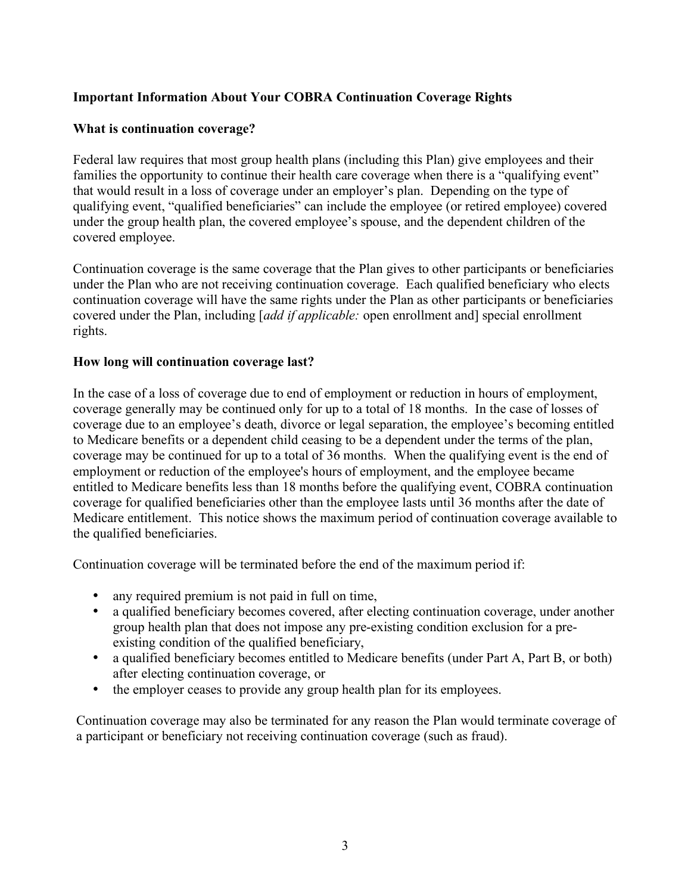**Important Information About Your COBRA Continuation Coverage Rights**

**What is continuation coverage?**

Federal law requires that most group health plans (including this Plan) give employees and their families the opportunity to continue their health care coverage when there is a "qualifying event" that would result in a loss of coverage under an employer's plan. Depending on the type of qualifying event, "qualified beneficiaries" can include the employee (or retired employee) covered under the group health plan, the covered employee's spouse, and the dependent children of the covered employee.

Continuation coverage is the same coverage that the Plan gives to other participants or beneficiaries under the Plan who are not receiving continuation coverage. Each qualified beneficiary who elects continuation coverage will have the same rights under the Plan as other participants or beneficiaries covered under the Plan, including [*add if applicable:* open enrollment and] special enrollment rights.

**How long will continuation coverage last?**

In the case of a loss of coverage due to end of employment or reduction in hours of employment, coverage generally may be continued only for up to a total of 18 months. In the case of losses of coverage due to an employee's death, divorce or legal separation, the employee's becoming entitled to Medicare benefits or a dependent child ceasing to be a dependent under the terms of the plan, coverage may be continued for up to a total of 36 months. When the qualifying event is the end of employment or reduction of the employee's hours of employment, and the employee became entitled to Medicare benefits less than 18 months before the qualifying event, COBRA continuation coverage for qualified beneficiaries other than the employee lasts until 36 months after the date of Medicare entitlement. This notice shows the maximum period of continuation coverage available to the qualified beneficiaries.

Continuation coverage will be terminated before the end of the maximum period if:

- any required premium is not paid in full on time,
- a qualified beneficiary becomes covered, after electing continuation coverage, under another group health plan that does not impose any pre-existing condition exclusion for a pre-existing condition of the qualified beneficiary,
- a qualified beneficiary becomes entitled to Medicare benefits (under Part A, Part B, or both) after electing continuation coverage, or
- the employer ceases to provide any group health plan for its employees.

Continuation coverage may also be terminated for any reason the Plan would terminate coverage of a participant or beneficiary not receiving continuation coverage (such as fraud).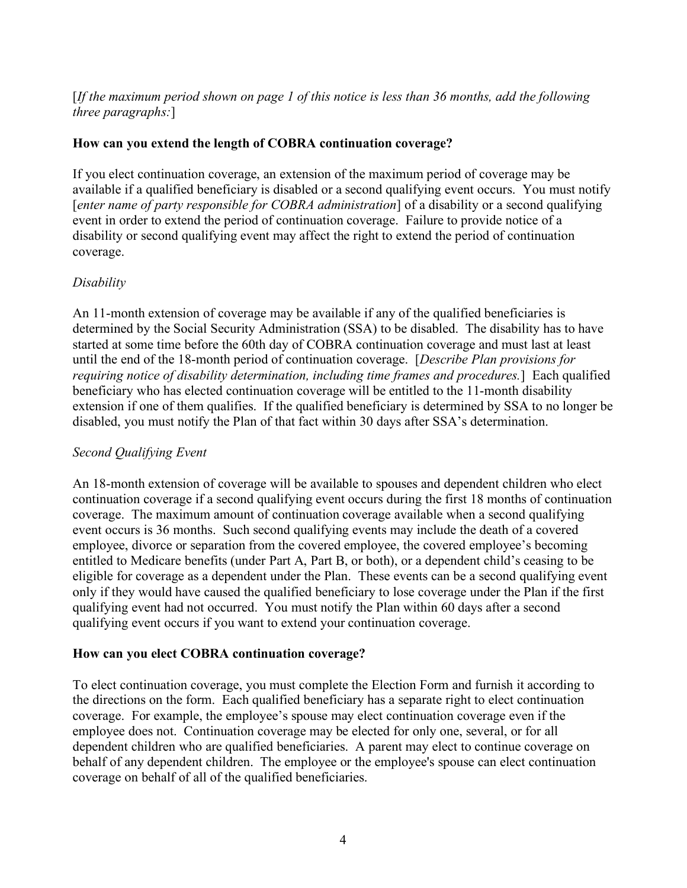[*If the maximum period shown on page 1 of this notice is less than 36 months, add the following three paragraphs:*]

**How can you extend the length of COBRA continuation coverage?**

If you elect continuation coverage, an extension of the maximum period of coverage may be available if a qualified beneficiary is disabled or a second qualifying event occurs. You must notify [*enter name of party responsible for COBRA administration*] of a disability or a second qualifying event in order to extend the period of continuation coverage. Failure to provide notice of a disability or second qualifying event may affect the right to extend the period of continuation coverage.

*Disability*

An 11-month extension of coverage may be available if any of the qualified beneficiaries is determined by the Social Security Administration (SSA) to be disabled. The disability has to have started at some time before the 60th day of COBRA continuation coverage and must last at least until the end of the 18-month period of continuation coverage. [*Describe Plan provisions for requiring notice of disability determination, including time frames and procedures.*] Each qualified beneficiary who has elected continuation coverage will be entitled to the 11-month disability extension if one of them qualifies. If the qualified beneficiary is determined by SSA to no longer be disabled, you must notify the Plan of that fact within 30 days after SSA's determination.

*Second Qualifying Event*

An 18-month extension of coverage will be available to spouses and dependent children who elect continuation coverage if a second qualifying event occurs during the first 18 months of continuation coverage. The maximum amount of continuation coverage available when a second qualifying event occurs is 36 months. Such second qualifying events may include the death of a covered employee, divorce or separation from the covered employee, the covered employee's becoming entitled to Medicare benefits (under Part A, Part B, or both), or a dependent child's ceasing to be eligible for coverage as a dependent under the Plan. These events can be a second qualifying event only if they would have caused the qualified beneficiary to lose coverage under the Plan if the first qualifying event had not occurred. You must notify the Plan within 60 days after a second qualifying event occurs if you want to extend your continuation coverage.

**How can you elect COBRA continuation coverage?**

To elect continuation coverage, you must complete the Election Form and furnish it according to the directions on the form. Each qualified beneficiary has a separate right to elect continuation coverage. For example, the employee's spouse may elect continuation coverage even if the employee does not. Continuation coverage may be elected for only one, several, or for all dependent children who are qualified beneficiaries. A parent may elect to continue coverage on behalf of any dependent children. The employee or the employee's spouse can elect continuation coverage on behalf of all of the qualified beneficiaries.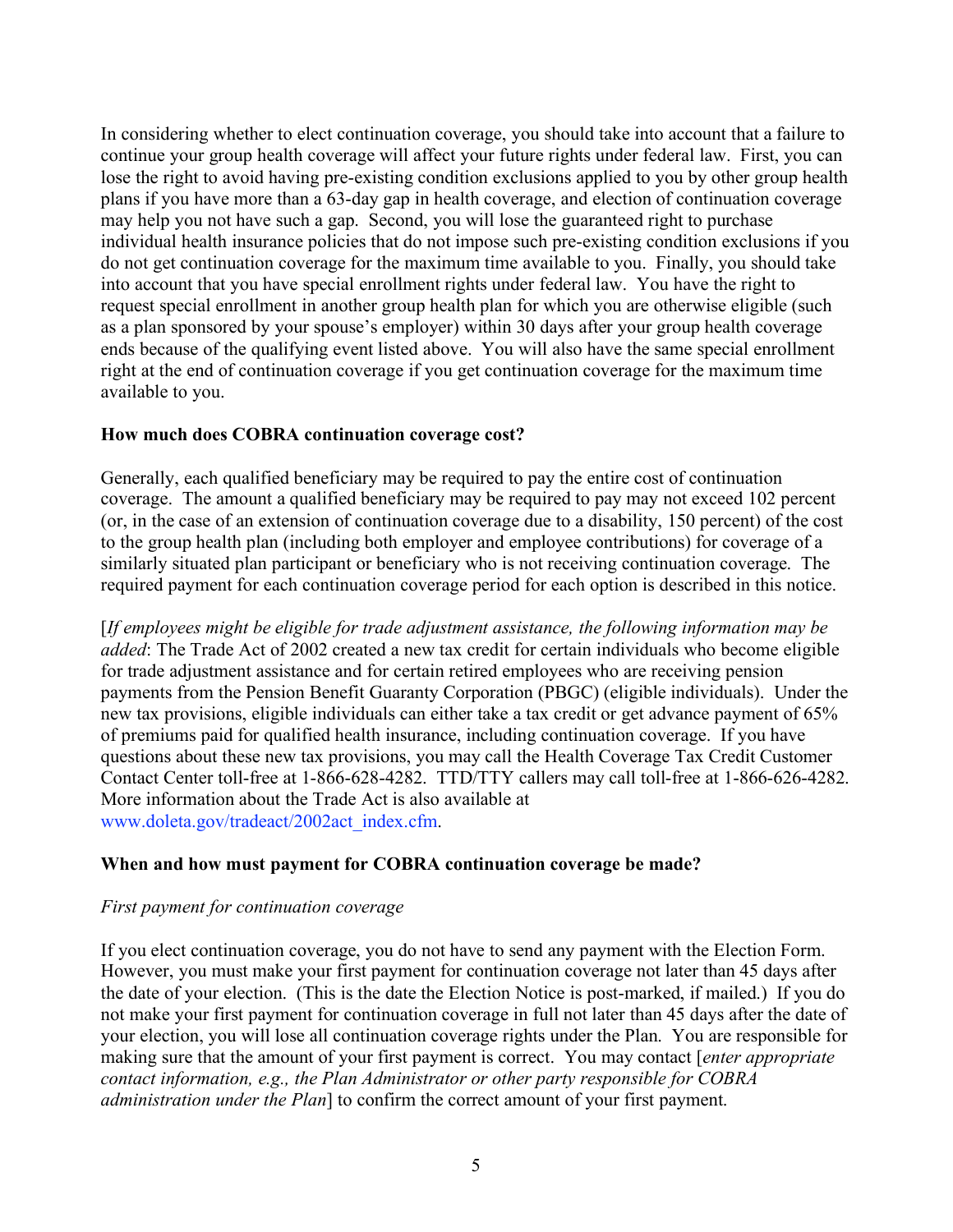In considering whether to elect continuation coverage, you should take into account that a failure to continue your group health coverage will affect your future rights under federal law. First, you can lose the right to avoid having pre-existing condition exclusions applied to you by other group health plans if you have more than a 63-day gap in health coverage, and election of continuation coverage may help you not have such a gap. Second, you will lose the guaranteed right to purchase individual health insurance policies that do not impose such pre-existing condition exclusions if you do not get continuation coverage for the maximum time available to you. Finally, you should take into account that you have special enrollment rights under federal law. You have the right to request special enrollment in another group health plan for which you are otherwise eligible (such as a plan sponsored by your spouse's employer) within 30 days after your group health coverage ends because of the qualifying event listed above. You will also have the same special enrollment right at the end of continuation coverage if you get continuation coverage for the maximum time available to you.

**How much does COBRA continuation coverage cost?**

Generally, each qualified beneficiary may be required to pay the entire cost of continuation coverage. The amount a qualified beneficiary may be required to pay may not exceed 102 percent (or, in the case of an extension of continuation coverage due to a disability, 150 percent) of the cost to the group health plan (including both employer and employee contributions) for coverage of a similarly situated plan participant or beneficiary who is not receiving continuation coverage. The required payment for each continuation coverage period for each option is described in this notice.

[*If employees might be eligible for trade adjustment assistance, the following information may be added*: The Trade Act of 2002 created a new tax credit for certain individuals who become eligible for trade adjustment assistance and for certain retired employees who are receiving pension payments from the Pension Benefit Guaranty Corporation (PBGC) (eligible individuals). Under the new tax provisions, eligible individuals can either take a tax credit or get advance payment of 65% of premiums paid for qualified health insurance, including continuation coverage. If you have questions about these new tax provisions, you may call the Health Coverage Tax Credit Customer Contact Center toll-free at 1-866-628-4282. TTD/TTY callers may call toll-free at 1-866-626-4282. More information about the Trade Act is also available at www.doleta.gov/tradeact/2002act_index.cfm.

**When and how must payment for COBRA continuation coverage be made?**

*First payment for continuation coverage*

If you elect continuation coverage, you do not have to send any payment with the Election Form. However, you must make your first payment for continuation coverage not later than 45 days after the date of your election. (This is the date the Election Notice is post-marked, if mailed.) If you do not make your first payment for continuation coverage in full not later than 45 days after the date of your election, you will lose all continuation coverage rights under the Plan. You are responsible for making sure that the amount of your first payment is correct. You may contact [*enter appropriate contact information, e.g., the Plan Administrator or other party responsible for COBRA administration under the Plan*] to confirm the correct amount of your first payment.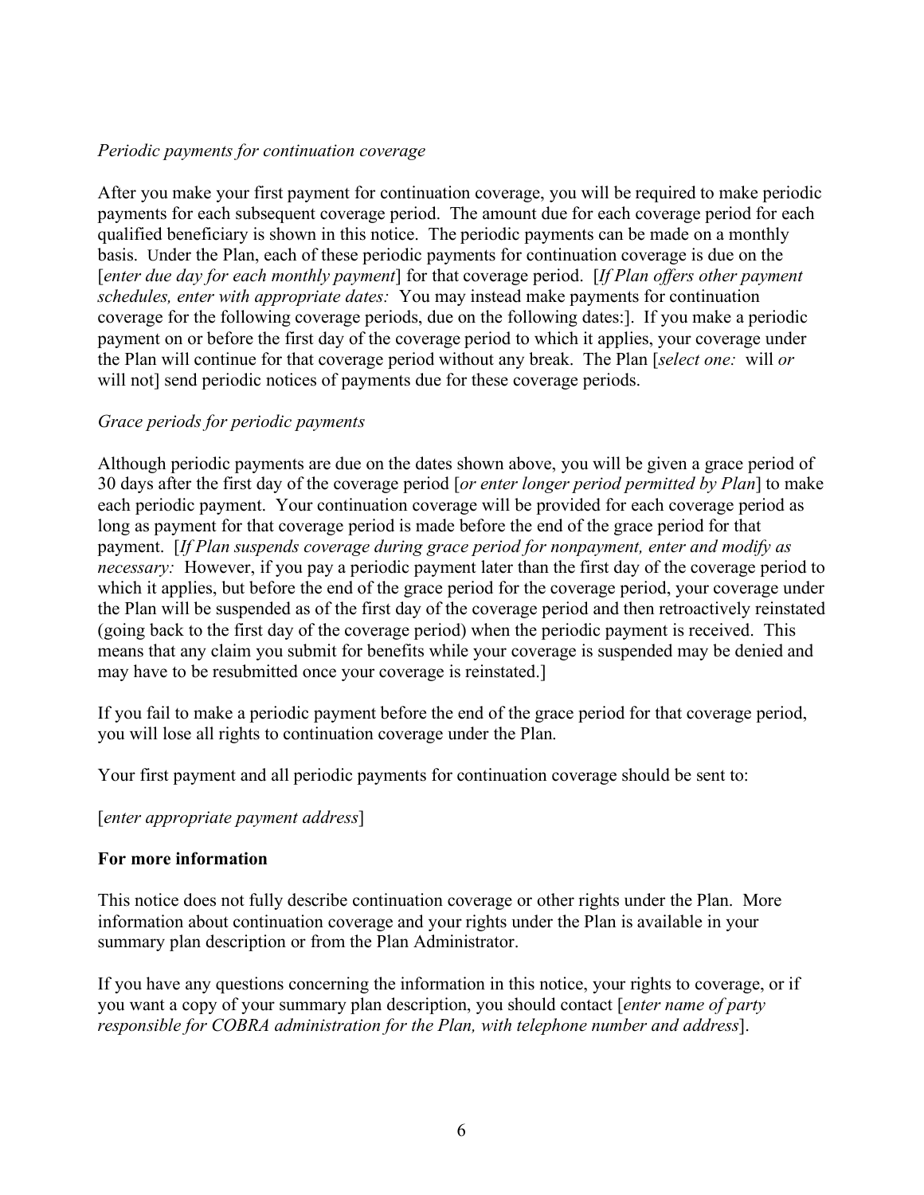*Periodic payments for continuation coverage*

After you make your first payment for continuation coverage, you will be required to make periodic payments for each subsequent coverage period. The amount due for each coverage period for each qualified beneficiary is shown in this notice. The periodic payments can be made on a monthly basis. Under the Plan, each of these periodic payments for continuation coverage is due on the [*enter due day for each monthly payment*] for that coverage period. [*If Plan offers other payment schedules, enter with appropriate dates:* You may instead make payments for continuation coverage for the following coverage periods, due on the following dates:]. If you make a periodic payment on or before the first day of the coverage period to which it applies, your coverage under the Plan will continue for that coverage period without any break. The Plan [*select one:* will *or* will not] send periodic notices of payments due for these coverage periods.

*Grace periods for periodic payments*

Although periodic payments are due on the dates shown above, you will be given a grace period of 30 days after the first day of the coverage period [*or enter longer period permitted by Plan*] to make each periodic payment. Your continuation coverage will be provided for each coverage period as long as payment for that coverage period is made before the end of the grace period for that payment. [*If Plan suspends coverage during grace period for nonpayment, enter and modify as necessary:* However, if you pay a periodic payment later than the first day of the coverage period to which it applies, but before the end of the grace period for the coverage period, your coverage under the Plan will be suspended as of the first day of the coverage period and then retroactively reinstated (going back to the first day of the coverage period) when the periodic payment is received. This means that any claim you submit for benefits while your coverage is suspended may be denied and may have to be resubmitted once your coverage is reinstated.]

If you fail to make a periodic payment before the end of the grace period for that coverage period, you will lose all rights to continuation coverage under the Plan.

Your first payment and all periodic payments for continuation coverage should be sent to:

[*enter appropriate payment address*]

**For more information**

This notice does not fully describe continuation coverage or other rights under the Plan. More information about continuation coverage and your rights under the Plan is available in your summary plan description or from the Plan Administrator.

If you have any questions concerning the information in this notice, your rights to coverage, or if you want a copy of your summary plan description, you should contact [*enter name of party responsible for COBRA administration for the Plan, with telephone number and address*].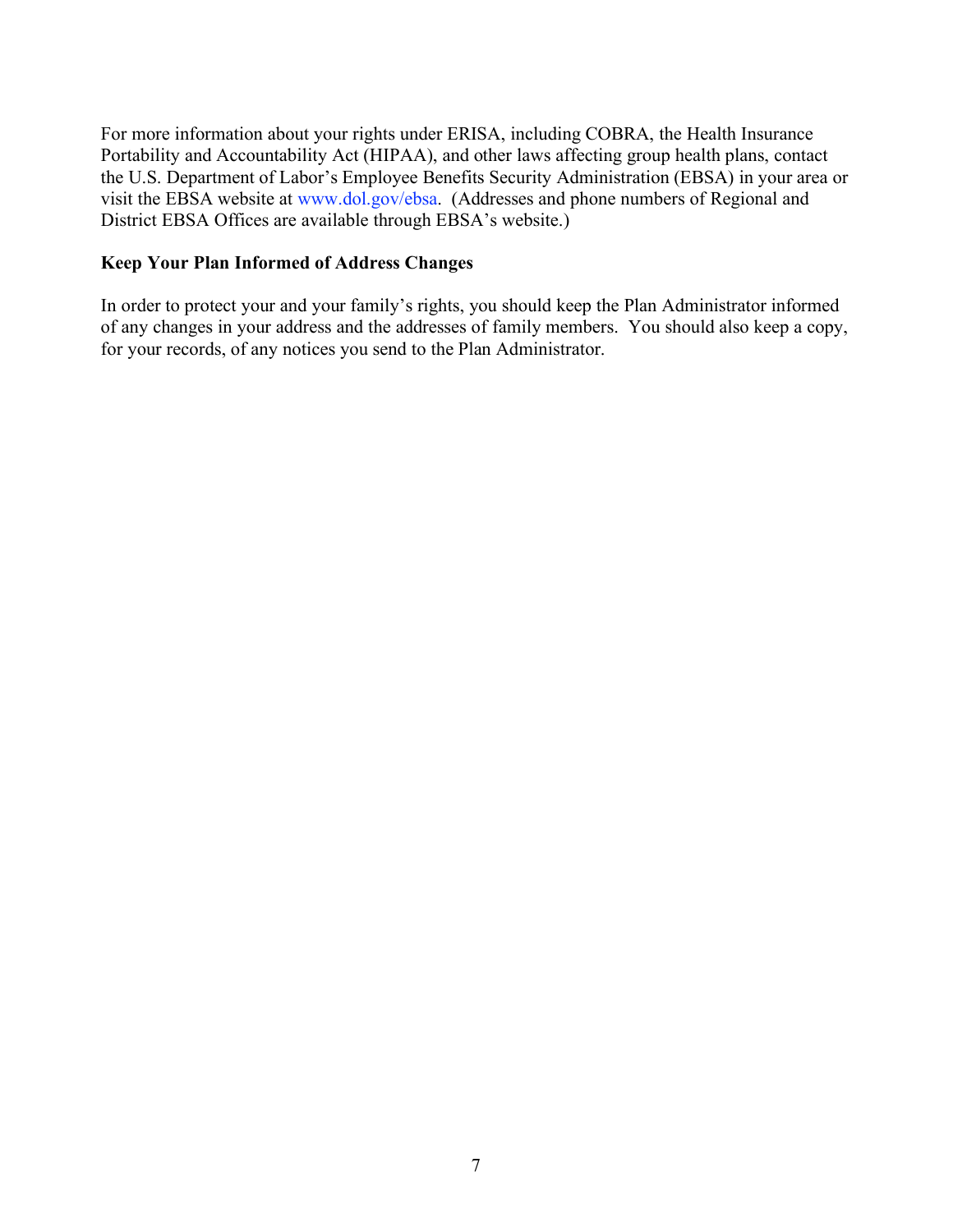For more information about your rights under ERISA, including COBRA, the Health Insurance Portability and Accountability Act (HIPAA), and other laws affecting group health plans, contact the U.S. Department of Labor's Employee Benefits Security Administration (EBSA) in your area or visit the EBSA website at www.dol.gov/ebsa. (Addresses and phone numbers of Regional and District EBSA Offices are available through EBSA's website.)

**Keep Your Plan Informed of Address Changes**

In order to protect your and your family's rights, you should keep the Plan Administrator informed of any changes in your address and the addresses of family members. You should also keep a copy, for your records, of any notices you send to the Plan Administrator.